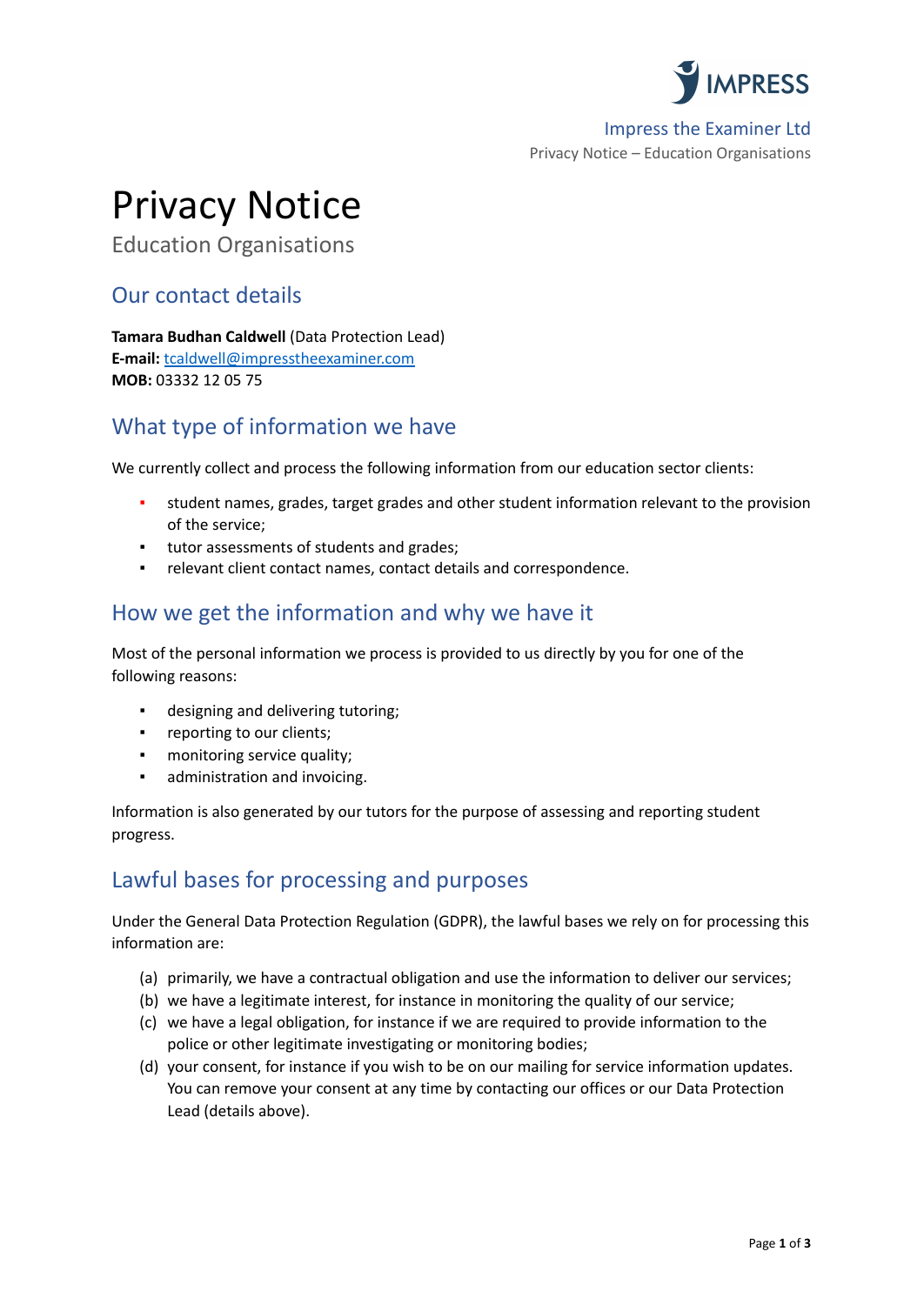# Privacy Notice

Education Organisations

## Our contact details

**Tamara Budhan Caldwell** (Data Protection Lead)
**E-mail:** tcaldwell@impresstheexaminer.com
**MOB:** 03332 12 05 75

## What type of information we have

We currently collect and process the following information from our education sector clients:

- student names, grades, target grades and other student information relevant to the provision of the service;
- tutor assessments of students and grades;
- relevant client contact names, contact details and correspondence.

## How we get the information and why we have it

Most of the personal information we process is provided to us directly by you for one of the following reasons:

- designing and delivering tutoring;
- reporting to our clients;
- monitoring service quality;
- administration and invoicing.

Information is also generated by our tutors for the purpose of assessing and reporting student progress.

## Lawful bases for processing and purposes

Under the General Data Protection Regulation (GDPR), the lawful bases we rely on for processing this information are:

(a) primarily, we have a contractual obligation and use the information to deliver our services;
(b) we have a legitimate interest, for instance in monitoring the quality of our service;
(c) we have a legal obligation, for instance if we are required to provide information to the police or other legitimate investigating or monitoring bodies;
(d) your consent, for instance if you wish to be on our mailing for service information updates. You can remove your consent at any time by contacting our offices or our Data Protection Lead (details above).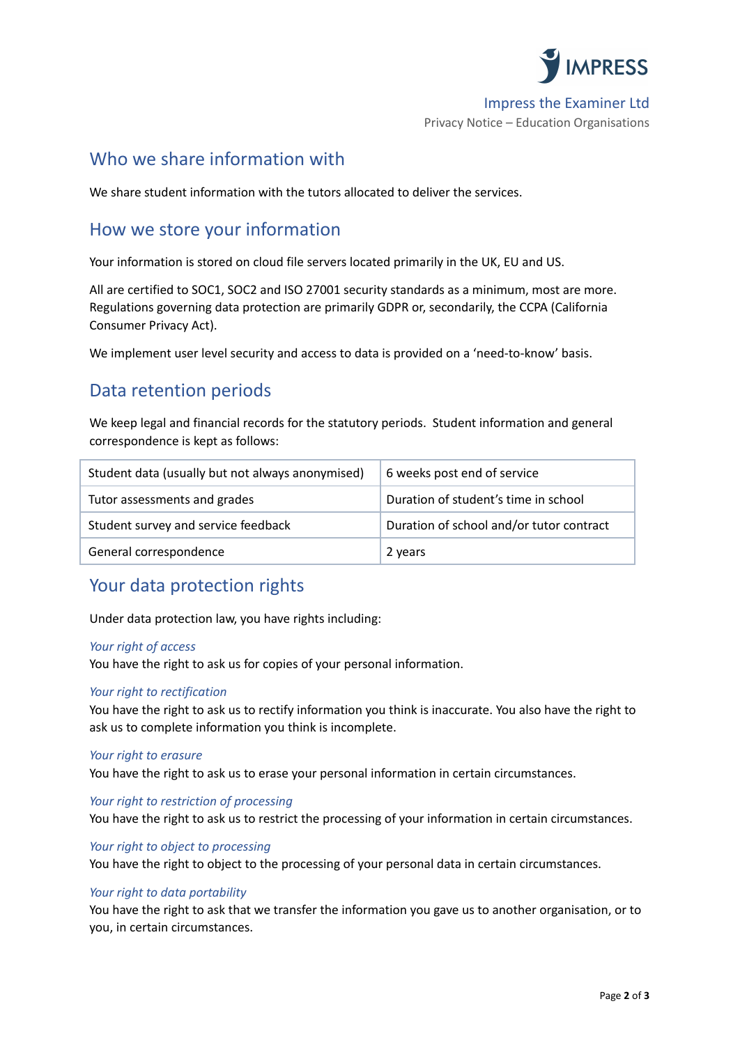## Who we share information with

We share student information with the tutors allocated to deliver the services.

## How we store your information

Your information is stored on cloud file servers located primarily in the UK, EU and US.

All are certified to SOC1, SOC2 and ISO 27001 security standards as a minimum, most are more. Regulations governing data protection are primarily GDPR or, secondarily, the CCPA (California Consumer Privacy Act).

We implement user level security and access to data is provided on a 'need-to-know' basis.

## Data retention periods

We keep legal and financial records for the statutory periods. Student information and general correspondence is kept as follows:

| | |
|---|---|
| Student data (usually but not always anonymised) | 6 weeks post end of service |
| Tutor assessments and grades | Duration of student's time in school |
| Student survey and service feedback | Duration of school and/or tutor contract |
| General correspondence | 2 years |

## Your data protection rights

Under data protection law, you have rights including:

*Your right of access*
You have the right to ask us for copies of your personal information.

*Your right to rectification*
You have the right to ask us to rectify information you think is inaccurate. You also have the right to ask us to complete information you think is incomplete.

*Your right to erasure*
You have the right to ask us to erase your personal information in certain circumstances.

*Your right to restriction of processing*
You have the right to ask us to restrict the processing of your information in certain circumstances.

*Your right to object to processing*
You have the right to object to the processing of your personal data in certain circumstances.

*Your right to data portability*
You have the right to ask that we transfer the information you gave us to another organisation, or to you, in certain circumstances.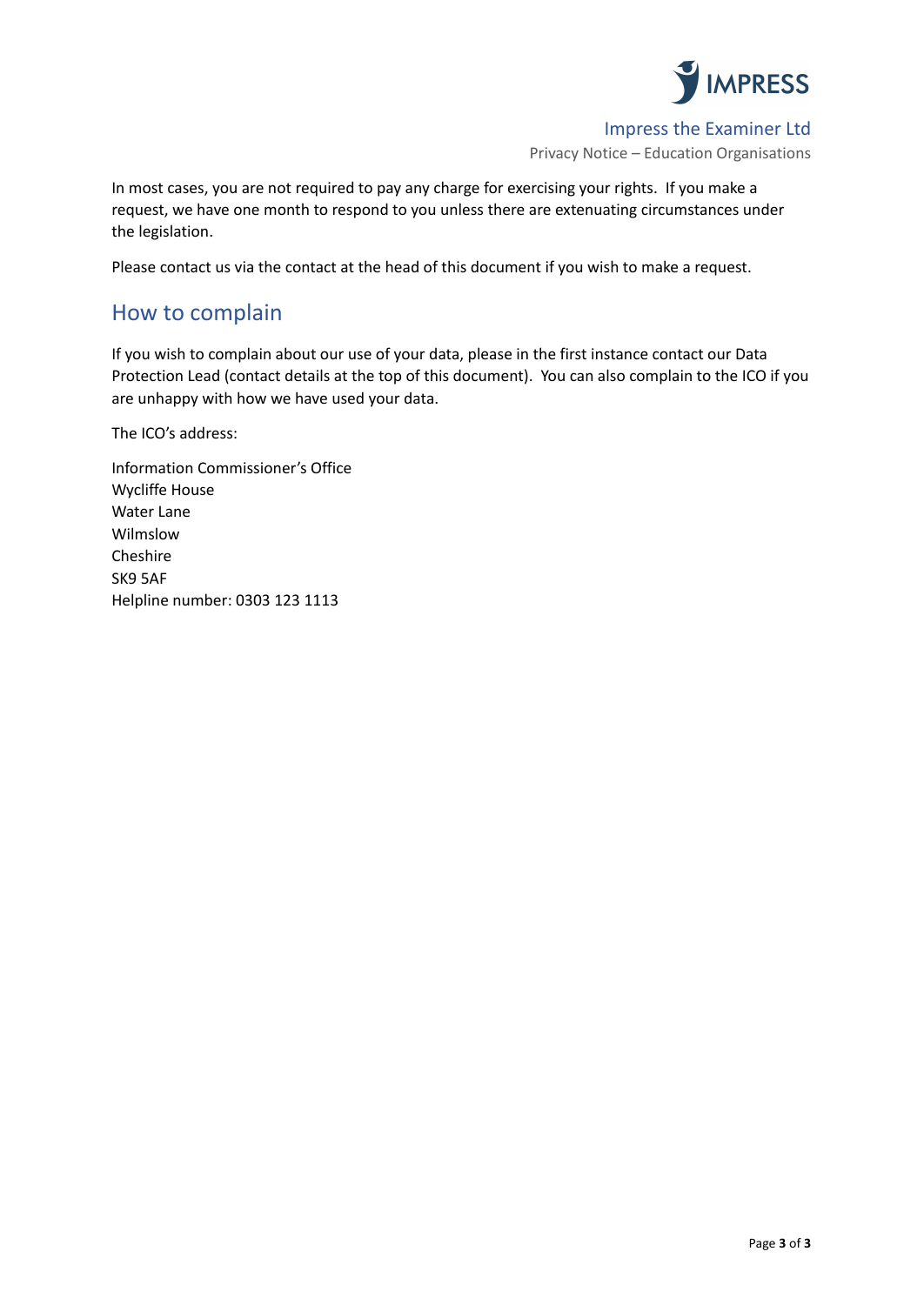In most cases, you are not required to pay any charge for exercising your rights. If you make a request, we have one month to respond to you unless there are extenuating circumstances under the legislation.

Please contact us via the contact at the head of this document if you wish to make a request.

## How to complain

If you wish to complain about our use of your data, please in the first instance contact our Data Protection Lead (contact details at the top of this document). You can also complain to the ICO if you are unhappy with how we have used your data.

The ICO's address:

Information Commissioner's Office
Wycliffe House
Water Lane
Wilmslow
Cheshire
SK9 5AF
Helpline number: 0303 123 1113